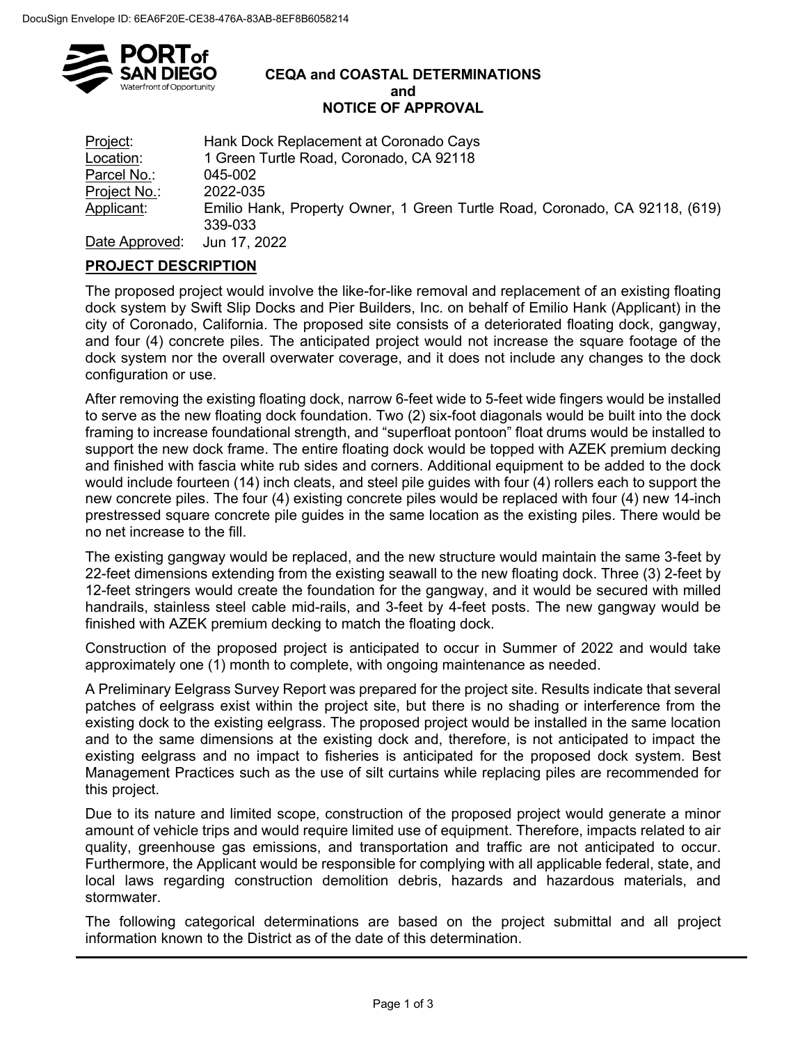DocuSign Envelope ID: 6EA6F20E-CE38-476A-83AB-8EF8B6058214

# CEQA and COASTAL DETERMINATIONS and NOTICE OF APPROVAL

Project: Hank Dock Replacement at Coronado Cays

Location: 1 Green Turtle Road, Coronado, CA 92118

Parcel No.: 045-002

Project No.: 2022-035

Applicant: Emilio Hank, Property Owner, 1 Green Turtle Road, Coronado, CA 92118, (619) 339-033

Date Approved: Jun 17, 2022

## PROJECT DESCRIPTION

The proposed project would involve the like-for-like removal and replacement of an existing floating dock system by Swift Slip Docks and Pier Builders, Inc. on behalf of Emilio Hank (Applicant) in the city of Coronado, California. The proposed site consists of a deteriorated floating dock, gangway, and four (4) concrete piles. The anticipated project would not increase the square footage of the dock system nor the overall overwater coverage, and it does not include any changes to the dock configuration or use.

After removing the existing floating dock, narrow 6-feet wide to 5-feet wide fingers would be installed to serve as the new floating dock foundation. Two (2) six-foot diagonals would be built into the dock framing to increase foundational strength, and "superfloat pontoon" float drums would be installed to support the new dock frame. The entire floating dock would be topped with AZEK premium decking and finished with fascia white rub sides and corners. Additional equipment to be added to the dock would include fourteen (14) inch cleats, and steel pile guides with four (4) rollers each to support the new concrete piles. The four (4) existing concrete piles would be replaced with four (4) new 14-inch prestressed square concrete pile guides in the same location as the existing piles. There would be no net increase to the fill.

The existing gangway would be replaced, and the new structure would maintain the same 3-feet by 22-feet dimensions extending from the existing seawall to the new floating dock. Three (3) 2-feet by 12-feet stringers would create the foundation for the gangway, and it would be secured with milled handrails, stainless steel cable mid-rails, and 3-feet by 4-feet posts. The new gangway would be finished with AZEK premium decking to match the floating dock.

Construction of the proposed project is anticipated to occur in Summer of 2022 and would take approximately one (1) month to complete, with ongoing maintenance as needed.

A Preliminary Eelgrass Survey Report was prepared for the project site. Results indicate that several patches of eelgrass exist within the project site, but there is no shading or interference from the existing dock to the existing eelgrass. The proposed project would be installed in the same location and to the same dimensions at the existing dock and, therefore, is not anticipated to impact the existing eelgrass and no impact to fisheries is anticipated for the proposed dock system. Best Management Practices such as the use of silt curtains while replacing piles are recommended for this project.

Due to its nature and limited scope, construction of the proposed project would generate a minor amount of vehicle trips and would require limited use of equipment. Therefore, impacts related to air quality, greenhouse gas emissions, and transportation and traffic are not anticipated to occur. Furthermore, the Applicant would be responsible for complying with all applicable federal, state, and local laws regarding construction demolition debris, hazards and hazardous materials, and stormwater.

The following categorical determinations are based on the project submittal and all project information known to the District as of the date of this determination.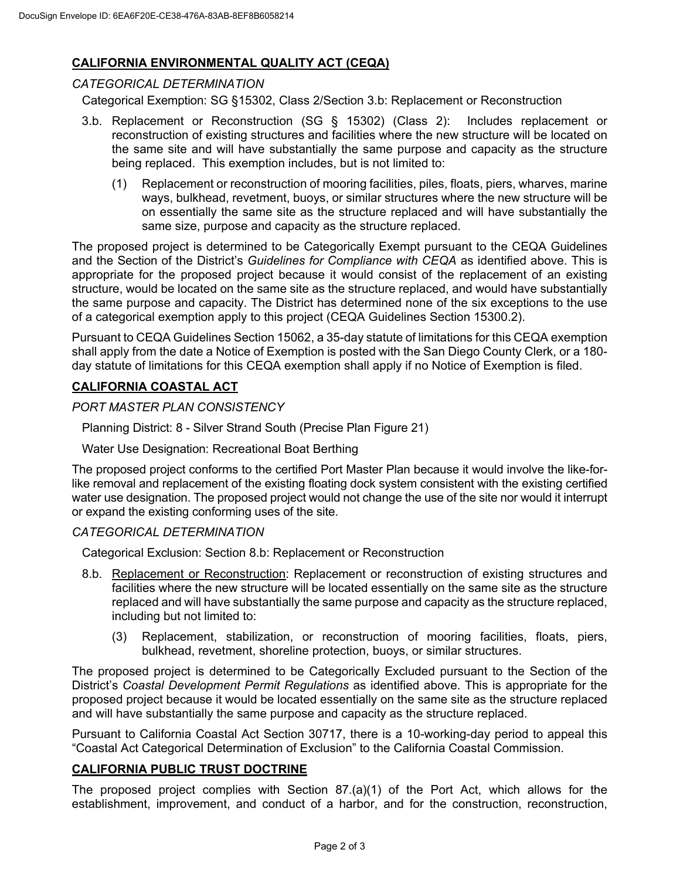## CALIFORNIA ENVIRONMENTAL QUALITY ACT (CEQA)

*CATEGORICAL DETERMINATION*

Categorical Exemption: SG §15302, Class 2/Section 3.b: Replacement or Reconstruction

3.b. Replacement or Reconstruction (SG § 15302) (Class 2): Includes replacement or reconstruction of existing structures and facilities where the new structure will be located on the same site and will have substantially the same purpose and capacity as the structure being replaced. This exemption includes, but is not limited to:

(1) Replacement or reconstruction of mooring facilities, piles, floats, piers, wharves, marine ways, bulkhead, revetment, buoys, or similar structures where the new structure will be on essentially the same site as the structure replaced and will have substantially the same size, purpose and capacity as the structure replaced.

The proposed project is determined to be Categorically Exempt pursuant to the CEQA Guidelines and the Section of the District's *Guidelines for Compliance with CEQA* as identified above. This is appropriate for the proposed project because it would consist of the replacement of an existing structure, would be located on the same site as the structure replaced, and would have substantially the same purpose and capacity. The District has determined none of the six exceptions to the use of a categorical exemption apply to this project (CEQA Guidelines Section 15300.2).

Pursuant to CEQA Guidelines Section 15062, a 35-day statute of limitations for this CEQA exemption shall apply from the date a Notice of Exemption is posted with the San Diego County Clerk, or a 180-day statute of limitations for this CEQA exemption shall apply if no Notice of Exemption is filed.

## CALIFORNIA COASTAL ACT

*PORT MASTER PLAN CONSISTENCY*

Planning District: 8 - Silver Strand South (Precise Plan Figure 21)

Water Use Designation: Recreational Boat Berthing

The proposed project conforms to the certified Port Master Plan because it would involve the like-for-like removal and replacement of the existing floating dock system consistent with the existing certified water use designation. The proposed project would not change the use of the site nor would it interrupt or expand the existing conforming uses of the site.

*CATEGORICAL DETERMINATION*

Categorical Exclusion: Section 8.b: Replacement or Reconstruction

8.b. Replacement or Reconstruction: Replacement or reconstruction of existing structures and facilities where the new structure will be located essentially on the same site as the structure replaced and will have substantially the same purpose and capacity as the structure replaced, including but not limited to:

(3) Replacement, stabilization, or reconstruction of mooring facilities, floats, piers, bulkhead, revetment, shoreline protection, buoys, or similar structures.

The proposed project is determined to be Categorically Excluded pursuant to the Section of the District's *Coastal Development Permit Regulations* as identified above. This is appropriate for the proposed project because it would be located essentially on the same site as the structure replaced and will have substantially the same purpose and capacity as the structure replaced.

Pursuant to California Coastal Act Section 30717, there is a 10-working-day period to appeal this "Coastal Act Categorical Determination of Exclusion" to the California Coastal Commission.

## CALIFORNIA PUBLIC TRUST DOCTRINE

The proposed project complies with Section 87.(a)(1) of the Port Act, which allows for the establishment, improvement, and conduct of a harbor, and for the construction, reconstruction,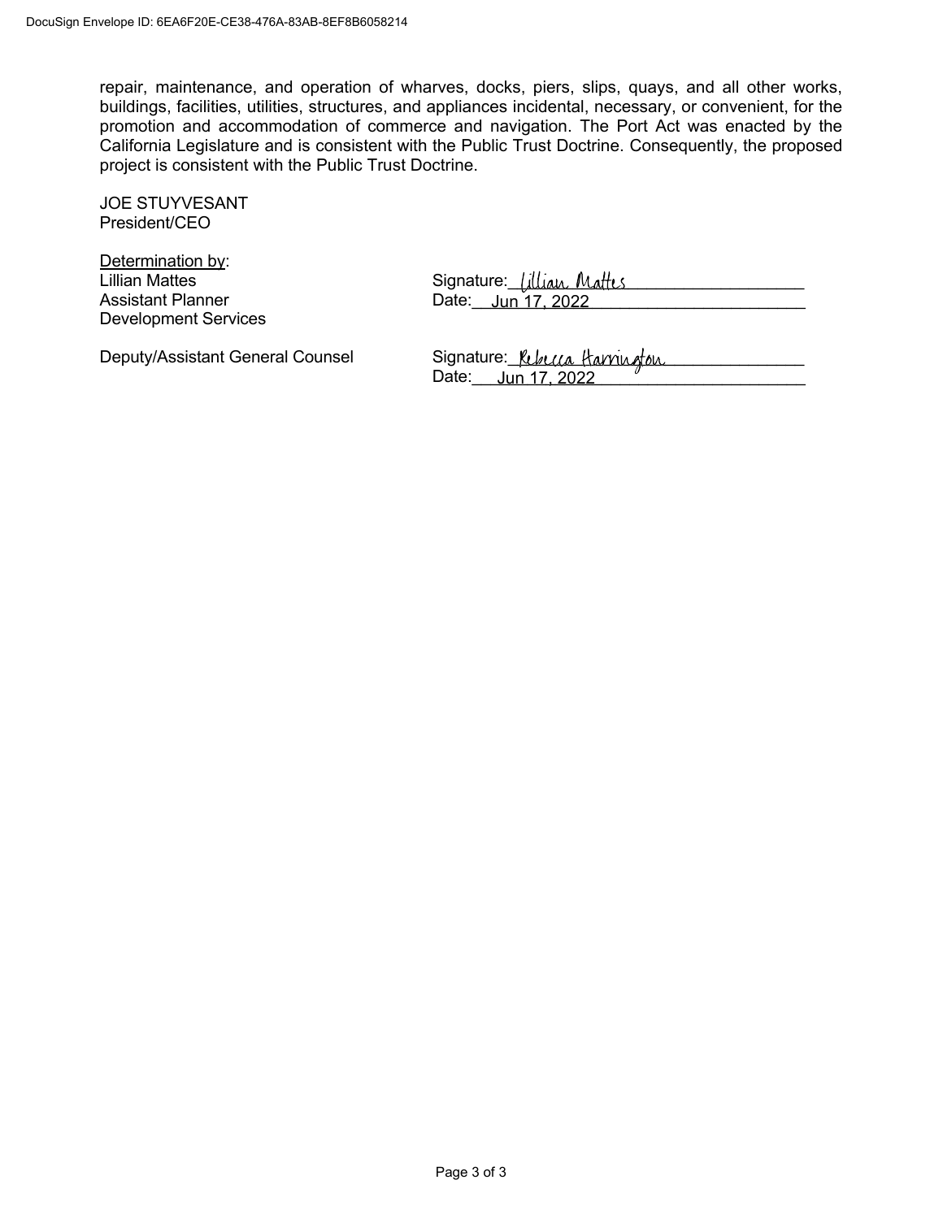repair, maintenance, and operation of wharves, docks, piers, slips, quays, and all other works, buildings, facilities, utilities, structures, and appliances incidental, necessary, or convenient, for the promotion and accommodation of commerce and navigation. The Port Act was enacted by the California Legislature and is consistent with the Public Trust Doctrine. Consequently, the proposed project is consistent with the Public Trust Doctrine.

JOE STUYVESANT
President/CEO

Determination by:

| | |
|---|---|
| Lillian Mattes<br>Assistant Planner<br>Development Services | Signature: Lillian Mattes<br>Date: Jun 17, 2022 |
| Deputy/Assistant General Counsel | Signature: Rebecca Harrington<br>Date: Jun 17, 2022 |